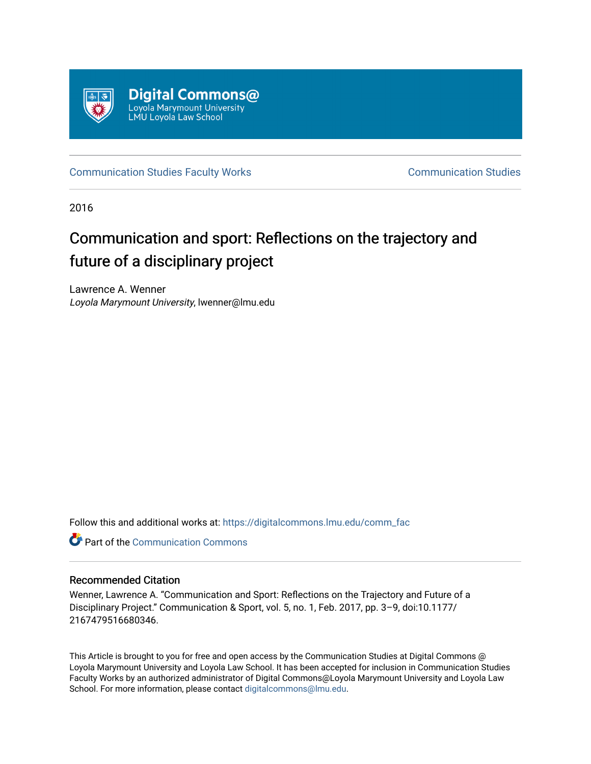Digital Commons@
Loyola Marymount University
LMU Loyola Law School

Communication Studies Faculty Works | Communication Studies

2016

# Communication and sport: Reflections on the trajectory and future of a disciplinary project

Lawrence A. Wenner
*Loyola Marymount University*, lwenner@lmu.edu

Follow this and additional works at: https://digitalcommons.lmu.edu/comm_fac

Part of the Communication Commons

## Recommended Citation

Wenner, Lawrence A. "Communication and Sport: Reflections on the Trajectory and Future of a Disciplinary Project." Communication & Sport, vol. 5, no. 1, Feb. 2017, pp. 3–9, doi:10.1177/2167479516680346.

This Article is brought to you for free and open access by the Communication Studies at Digital Commons @ Loyola Marymount University and Loyola Law School. It has been accepted for inclusion in Communication Studies Faculty Works by an authorized administrator of Digital Commons@Loyola Marymount University and Loyola Law School. For more information, please contact digitalcommons@lmu.edu.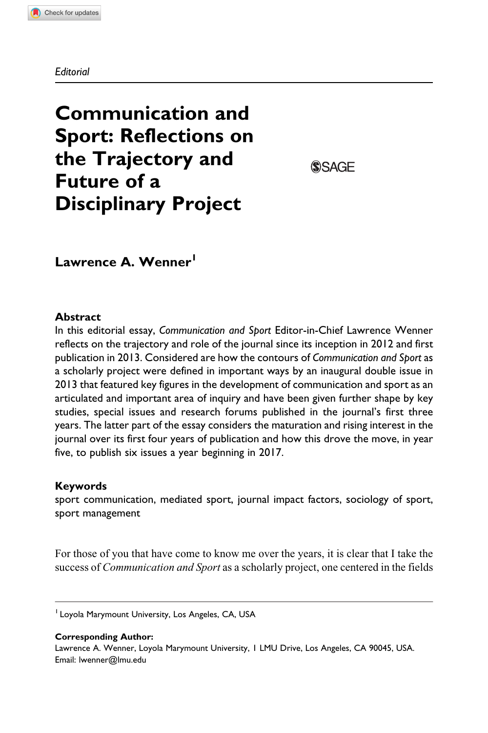*Editorial*

# Communication and Sport: Reflections on the Trajectory and Future of a Disciplinary Project

**Lawrence A. Wenner**[1]

### Abstract

In this editorial essay, *Communication and Sport* Editor-in-Chief Lawrence Wenner reflects on the trajectory and role of the journal since its inception in 2012 and first publication in 2013. Considered are how the contours of *Communication and Sport* as a scholarly project were defined in important ways by an inaugural double issue in 2013 that featured key figures in the development of communication and sport as an articulated and important area of inquiry and have been given further shape by key studies, special issues and research forums published in the journal's first three years. The latter part of the essay considers the maturation and rising interest in the journal over its first four years of publication and how this drove the move, in year five, to publish six issues a year beginning in 2017.

### Keywords

sport communication, mediated sport, journal impact factors, sociology of sport, sport management

For those of you that have come to know me over the years, it is clear that I take the success of *Communication and Sport* as a scholarly project, one centered in the fields

---

[1] Loyola Marymount University, Los Angeles, CA, USA

**Corresponding Author:**
Lawrence A. Wenner, Loyola Marymount University, 1 LMU Drive, Los Angeles, CA 90045, USA.
Email: lwenner@lmu.edu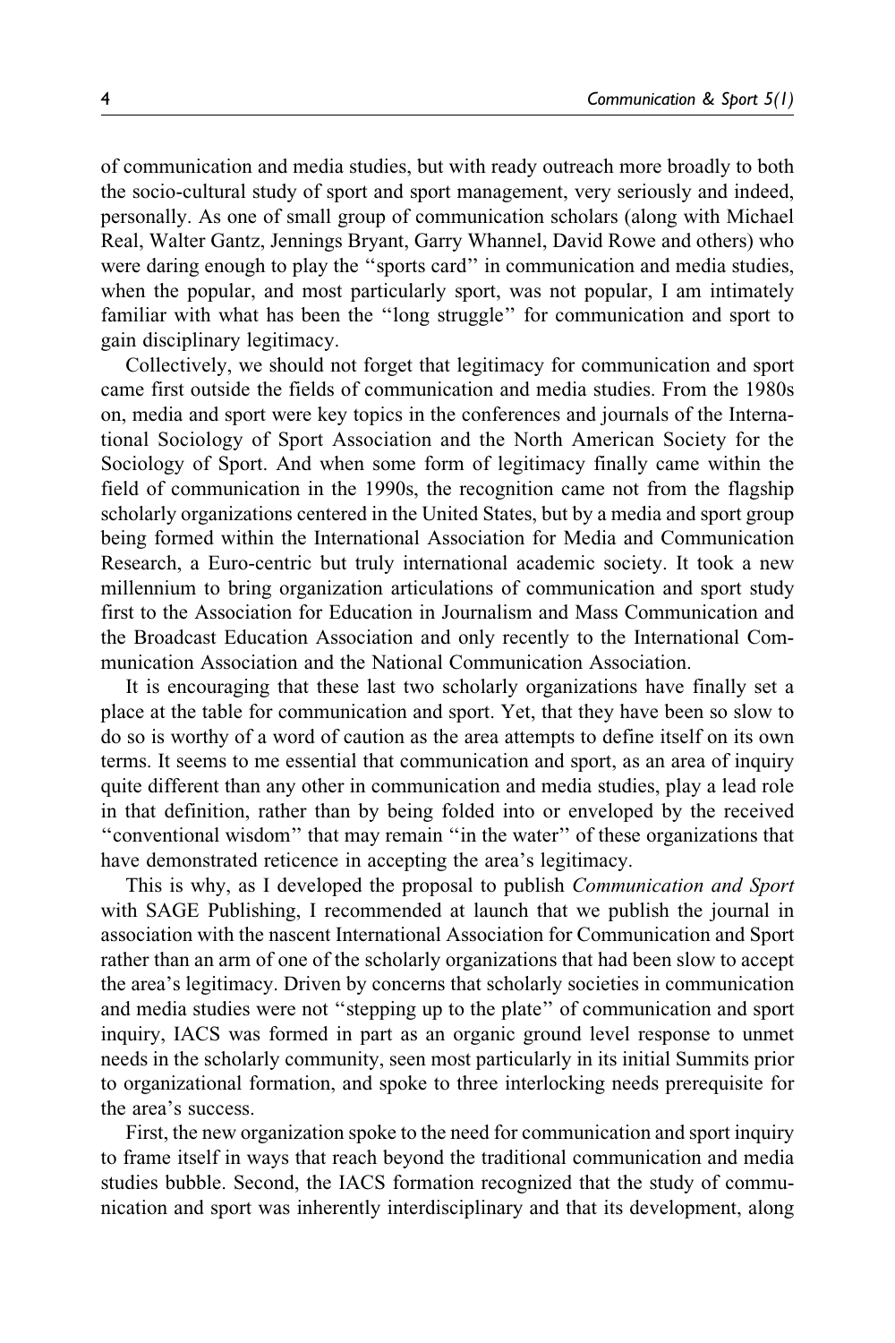of communication and media studies, but with ready outreach more broadly to both the socio-cultural study of sport and sport management, very seriously and indeed, personally. As one of small group of communication scholars (along with Michael Real, Walter Gantz, Jennings Bryant, Garry Whannel, David Rowe and others) who were daring enough to play the ''sports card'' in communication and media studies, when the popular, and most particularly sport, was not popular, I am intimately familiar with what has been the ''long struggle'' for communication and sport to gain disciplinary legitimacy.

Collectively, we should not forget that legitimacy for communication and sport came first outside the fields of communication and media studies. From the 1980s on, media and sport were key topics in the conferences and journals of the International Sociology of Sport Association and the North American Society for the Sociology of Sport. And when some form of legitimacy finally came within the field of communication in the 1990s, the recognition came not from the flagship scholarly organizations centered in the United States, but by a media and sport group being formed within the International Association for Media and Communication Research, a Euro-centric but truly international academic society. It took a new millennium to bring organization articulations of communication and sport study first to the Association for Education in Journalism and Mass Communication and the Broadcast Education Association and only recently to the International Communication Association and the National Communication Association.

It is encouraging that these last two scholarly organizations have finally set a place at the table for communication and sport. Yet, that they have been so slow to do so is worthy of a word of caution as the area attempts to define itself on its own terms. It seems to me essential that communication and sport, as an area of inquiry quite different than any other in communication and media studies, play a lead role in that definition, rather than by being folded into or enveloped by the received ''conventional wisdom'' that may remain ''in the water'' of these organizations that have demonstrated reticence in accepting the area's legitimacy.

This is why, as I developed the proposal to publish *Communication and Sport* with SAGE Publishing, I recommended at launch that we publish the journal in association with the nascent International Association for Communication and Sport rather than an arm of one of the scholarly organizations that had been slow to accept the area's legitimacy. Driven by concerns that scholarly societies in communication and media studies were not ''stepping up to the plate'' of communication and sport inquiry, IACS was formed in part as an organic ground level response to unmet needs in the scholarly community, seen most particularly in its initial Summits prior to organizational formation, and spoke to three interlocking needs prerequisite for the area's success.

First, the new organization spoke to the need for communication and sport inquiry to frame itself in ways that reach beyond the traditional communication and media studies bubble. Second, the IACS formation recognized that the study of communication and sport was inherently interdisciplinary and that its development, along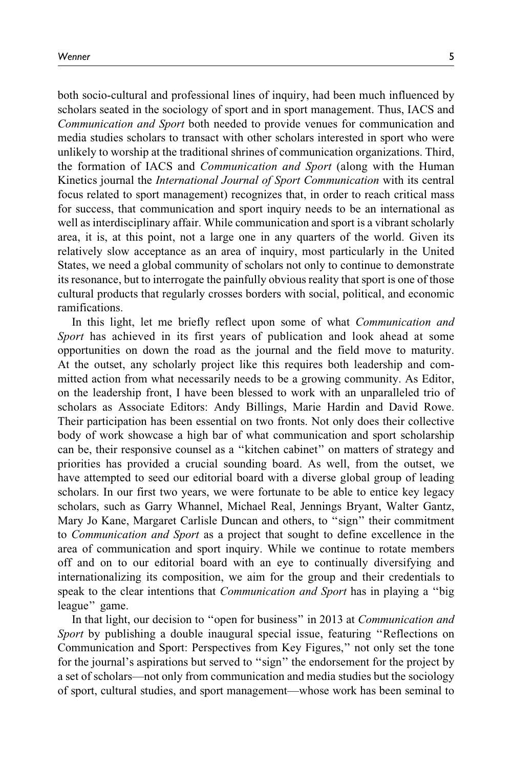both socio-cultural and professional lines of inquiry, had been much influenced by scholars seated in the sociology of sport and in sport management. Thus, IACS and *Communication and Sport* both needed to provide venues for communication and media studies scholars to transact with other scholars interested in sport who were unlikely to worship at the traditional shrines of communication organizations. Third, the formation of IACS and *Communication and Sport* (along with the Human Kinetics journal the *International Journal of Sport Communication* with its central focus related to sport management) recognizes that, in order to reach critical mass for success, that communication and sport inquiry needs to be an international as well as interdisciplinary affair. While communication and sport is a vibrant scholarly area, it is, at this point, not a large one in any quarters of the world. Given its relatively slow acceptance as an area of inquiry, most particularly in the United States, we need a global community of scholars not only to continue to demonstrate its resonance, but to interrogate the painfully obvious reality that sport is one of those cultural products that regularly crosses borders with social, political, and economic ramifications.

In this light, let me briefly reflect upon some of what *Communication and Sport* has achieved in its first years of publication and look ahead at some opportunities on down the road as the journal and the field move to maturity. At the outset, any scholarly project like this requires both leadership and committed action from what necessarily needs to be a growing community. As Editor, on the leadership front, I have been blessed to work with an unparalleled trio of scholars as Associate Editors: Andy Billings, Marie Hardin and David Rowe. Their participation has been essential on two fronts. Not only does their collective body of work showcase a high bar of what communication and sport scholarship can be, their responsive counsel as a "kitchen cabinet" on matters of strategy and priorities has provided a crucial sounding board. As well, from the outset, we have attempted to seed our editorial board with a diverse global group of leading scholars. In our first two years, we were fortunate to be able to entice key legacy scholars, such as Garry Whannel, Michael Real, Jennings Bryant, Walter Gantz, Mary Jo Kane, Margaret Carlisle Duncan and others, to "sign" their commitment to *Communication and Sport* as a project that sought to define excellence in the area of communication and sport inquiry. While we continue to rotate members off and on to our editorial board with an eye to continually diversifying and internationalizing its composition, we aim for the group and their credentials to speak to the clear intentions that *Communication and Sport* has in playing a "big league" game.

In that light, our decision to "open for business" in 2013 at *Communication and Sport* by publishing a double inaugural special issue, featuring "Reflections on Communication and Sport: Perspectives from Key Figures," not only set the tone for the journal's aspirations but served to "sign" the endorsement for the project by a set of scholars—not only from communication and media studies but the sociology of sport, cultural studies, and sport management—whose work has been seminal to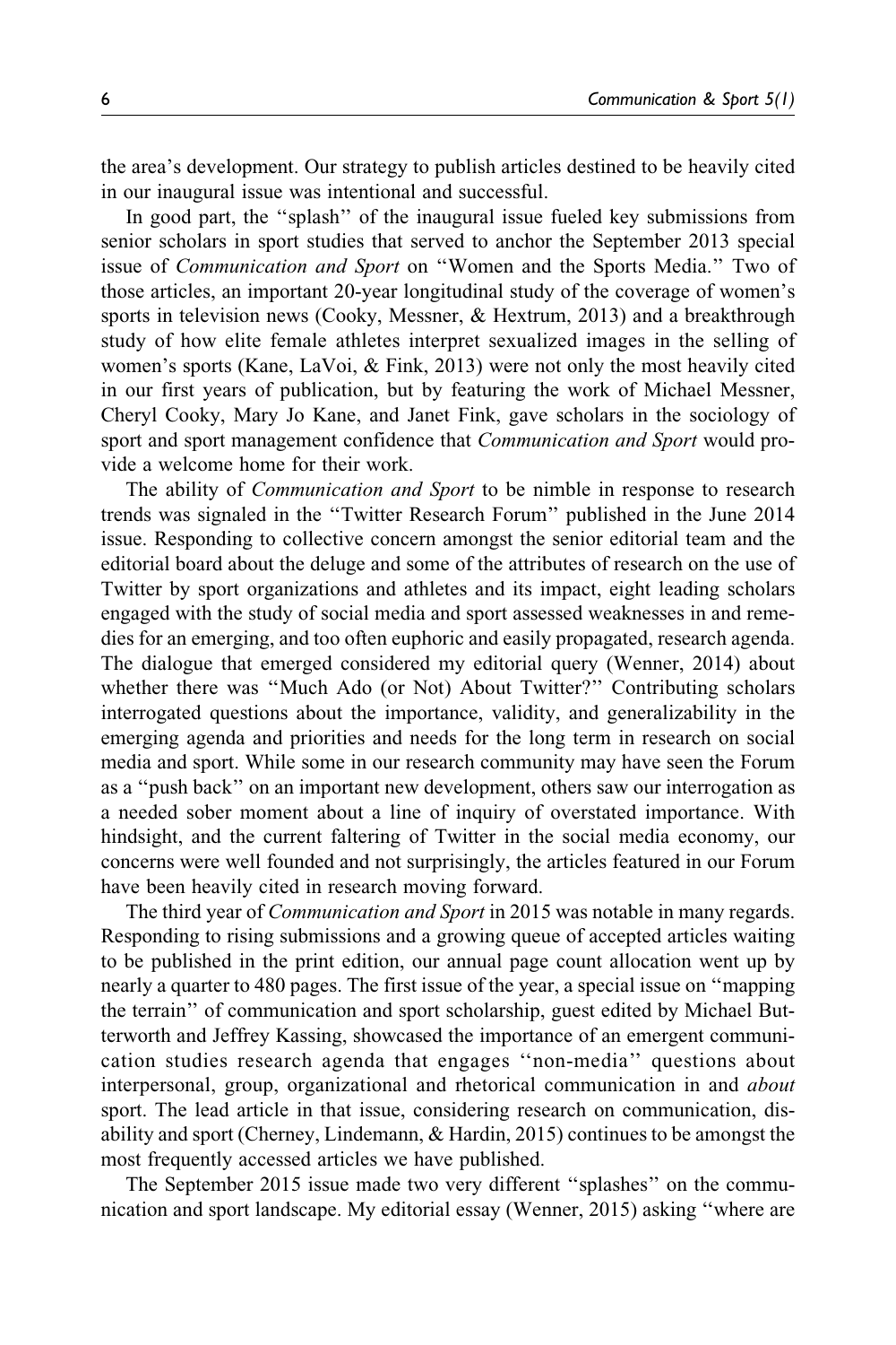the area's development. Our strategy to publish articles destined to be heavily cited in our inaugural issue was intentional and successful.

In good part, the "splash" of the inaugural issue fueled key submissions from senior scholars in sport studies that served to anchor the September 2013 special issue of *Communication and Sport* on "Women and the Sports Media." Two of those articles, an important 20-year longitudinal study of the coverage of women's sports in television news (Cooky, Messner, & Hextrum, 2013) and a breakthrough study of how elite female athletes interpret sexualized images in the selling of women's sports (Kane, LaVoi, & Fink, 2013) were not only the most heavily cited in our first years of publication, but by featuring the work of Michael Messner, Cheryl Cooky, Mary Jo Kane, and Janet Fink, gave scholars in the sociology of sport and sport management confidence that *Communication and Sport* would provide a welcome home for their work.

The ability of *Communication and Sport* to be nimble in response to research trends was signaled in the "Twitter Research Forum" published in the June 2014 issue. Responding to collective concern amongst the senior editorial team and the editorial board about the deluge and some of the attributes of research on the use of Twitter by sport organizations and athletes and its impact, eight leading scholars engaged with the study of social media and sport assessed weaknesses in and remedies for an emerging, and too often euphoric and easily propagated, research agenda. The dialogue that emerged considered my editorial query (Wenner, 2014) about whether there was "Much Ado (or Not) About Twitter?" Contributing scholars interrogated questions about the importance, validity, and generalizability in the emerging agenda and priorities and needs for the long term in research on social media and sport. While some in our research community may have seen the Forum as a "push back" on an important new development, others saw our interrogation as a needed sober moment about a line of inquiry of overstated importance. With hindsight, and the current faltering of Twitter in the social media economy, our concerns were well founded and not surprisingly, the articles featured in our Forum have been heavily cited in research moving forward.

The third year of *Communication and Sport* in 2015 was notable in many regards. Responding to rising submissions and a growing queue of accepted articles waiting to be published in the print edition, our annual page count allocation went up by nearly a quarter to 480 pages. The first issue of the year, a special issue on "mapping the terrain" of communication and sport scholarship, guest edited by Michael Butterworth and Jeffrey Kassing, showcased the importance of an emergent communication studies research agenda that engages "non-media" questions about interpersonal, group, organizational and rhetorical communication in and *about* sport. The lead article in that issue, considering research on communication, disability and sport (Cherney, Lindemann, & Hardin, 2015) continues to be amongst the most frequently accessed articles we have published.

The September 2015 issue made two very different "splashes" on the communication and sport landscape. My editorial essay (Wenner, 2015) asking "where are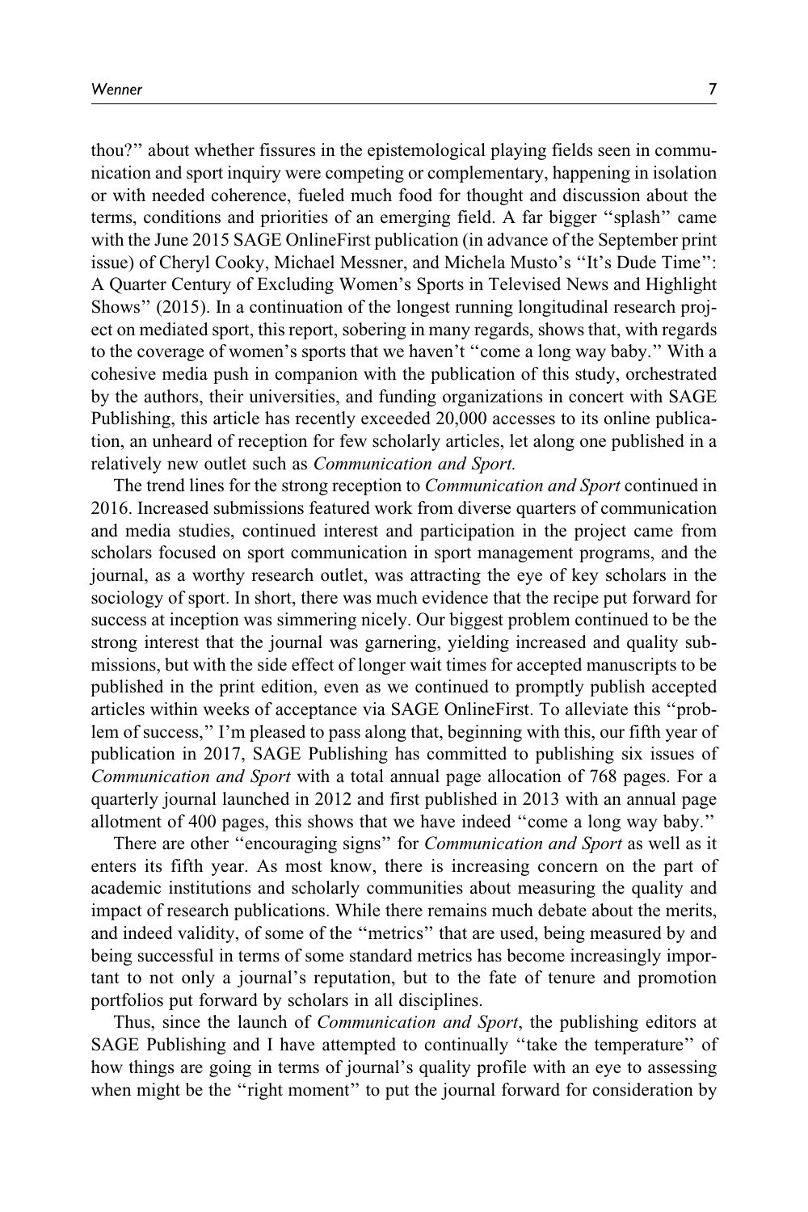thou?" about whether fissures in the epistemological playing fields seen in communication and sport inquiry were competing or complementary, happening in isolation or with needed coherence, fueled much food for thought and discussion about the terms, conditions and priorities of an emerging field. A far bigger "splash" came with the June 2015 SAGE OnlineFirst publication (in advance of the September print issue) of Cheryl Cooky, Michael Messner, and Michela Musto's "It's Dude Time": A Quarter Century of Excluding Women's Sports in Televised News and Highlight Shows" (2015). In a continuation of the longest running longitudinal research project on mediated sport, this report, sobering in many regards, shows that, with regards to the coverage of women's sports that we haven't "come a long way baby." With a cohesive media push in companion with the publication of this study, orchestrated by the authors, their universities, and funding organizations in concert with SAGE Publishing, this article has recently exceeded 20,000 accesses to its online publication, an unheard of reception for few scholarly articles, let along one published in a relatively new outlet such as *Communication and Sport.*

The trend lines for the strong reception to *Communication and Sport* continued in 2016. Increased submissions featured work from diverse quarters of communication and media studies, continued interest and participation in the project came from scholars focused on sport communication in sport management programs, and the journal, as a worthy research outlet, was attracting the eye of key scholars in the sociology of sport. In short, there was much evidence that the recipe put forward for success at inception was simmering nicely. Our biggest problem continued to be the strong interest that the journal was garnering, yielding increased and quality submissions, but with the side effect of longer wait times for accepted manuscripts to be published in the print edition, even as we continued to promptly publish accepted articles within weeks of acceptance via SAGE OnlineFirst. To alleviate this "problem of success," I'm pleased to pass along that, beginning with this, our fifth year of publication in 2017, SAGE Publishing has committed to publishing six issues of *Communication and Sport* with a total annual page allocation of 768 pages. For a quarterly journal launched in 2012 and first published in 2013 with an annual page allotment of 400 pages, this shows that we have indeed "come a long way baby."

There are other "encouraging signs" for *Communication and Sport* as well as it enters its fifth year. As most know, there is increasing concern on the part of academic institutions and scholarly communities about measuring the quality and impact of research publications. While there remains much debate about the merits, and indeed validity, of some of the "metrics" that are used, being measured by and being successful in terms of some standard metrics has become increasingly important to not only a journal's reputation, but to the fate of tenure and promotion portfolios put forward by scholars in all disciplines.

Thus, since the launch of *Communication and Sport*, the publishing editors at SAGE Publishing and I have attempted to continually "take the temperature" of how things are going in terms of journal's quality profile with an eye to assessing when might be the "right moment" to put the journal forward for consideration by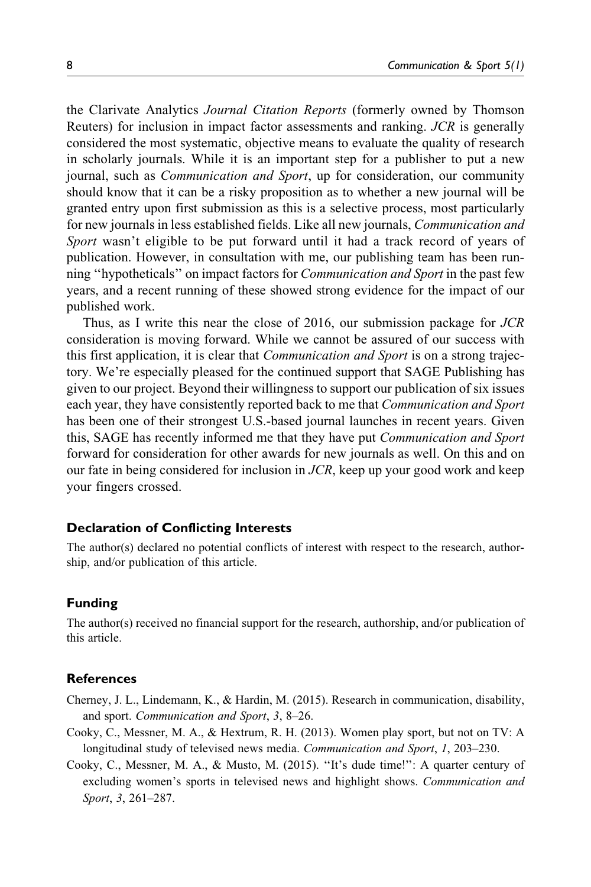the Clarivate Analytics *Journal Citation Reports* (formerly owned by Thomson Reuters) for inclusion in impact factor assessments and ranking. *JCR* is generally considered the most systematic, objective means to evaluate the quality of research in scholarly journals. While it is an important step for a publisher to put a new journal, such as *Communication and Sport*, up for consideration, our community should know that it can be a risky proposition as to whether a new journal will be granted entry upon first submission as this is a selective process, most particularly for new journals in less established fields. Like all new journals, *Communication and Sport* wasn't eligible to be put forward until it had a track record of years of publication. However, in consultation with me, our publishing team has been running "hypotheticals" on impact factors for *Communication and Sport* in the past few years, and a recent running of these showed strong evidence for the impact of our published work.

Thus, as I write this near the close of 2016, our submission package for *JCR* consideration is moving forward. While we cannot be assured of our success with this first application, it is clear that *Communication and Sport* is on a strong trajectory. We're especially pleased for the continued support that SAGE Publishing has given to our project. Beyond their willingness to support our publication of six issues each year, they have consistently reported back to me that *Communication and Sport* has been one of their strongest U.S.-based journal launches in recent years. Given this, SAGE has recently informed me that they have put *Communication and Sport* forward for consideration for other awards for new journals as well. On this and on our fate in being considered for inclusion in *JCR*, keep up your good work and keep your fingers crossed.

## Declaration of Conflicting Interests

The author(s) declared no potential conflicts of interest with respect to the research, authorship, and/or publication of this article.

## Funding

The author(s) received no financial support for the research, authorship, and/or publication of this article.

## References

Cherney, J. L., Lindemann, K., & Hardin, M. (2015). Research in communication, disability, and sport. *Communication and Sport*, *3*, 8–26.

Cooky, C., Messner, M. A., & Hextrum, R. H. (2013). Women play sport, but not on TV: A longitudinal study of televised news media. *Communication and Sport*, *1*, 203–230.

Cooky, C., Messner, M. A., & Musto, M. (2015). "It's dude time!": A quarter century of excluding women's sports in televised news and highlight shows. *Communication and Sport*, *3*, 261–287.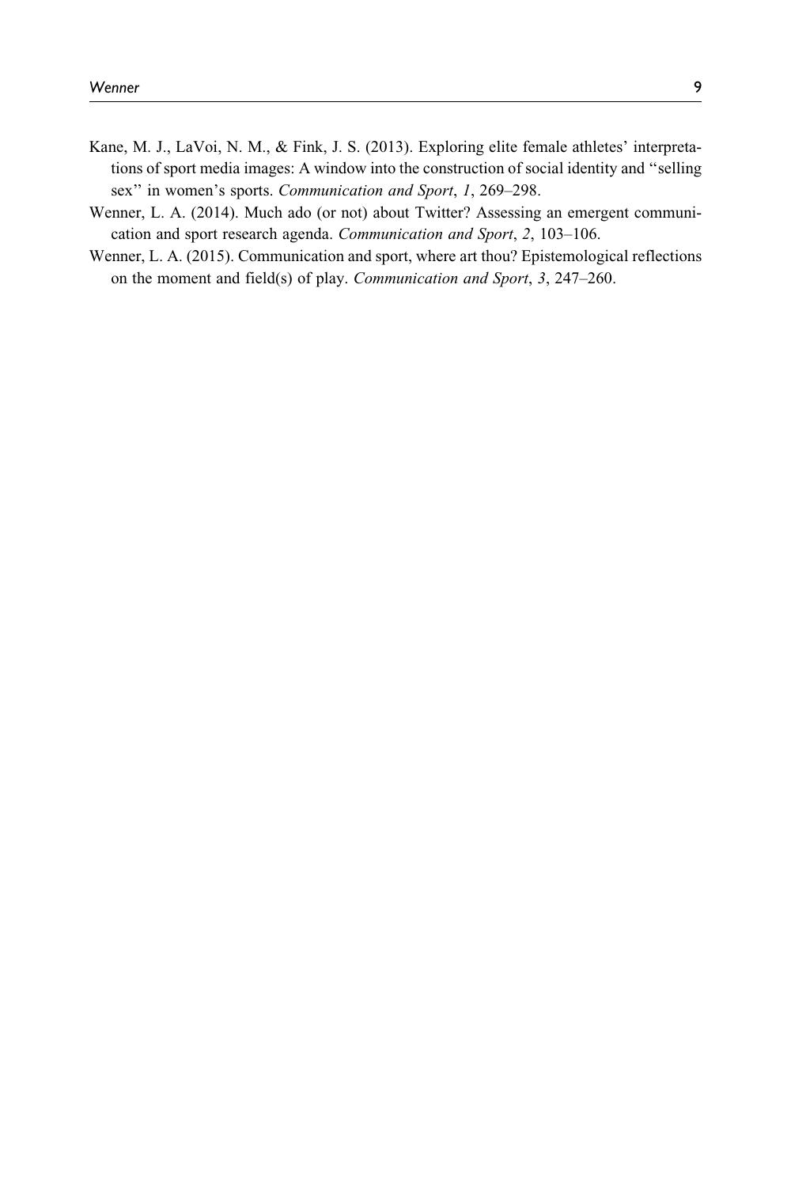Kane, M. J., LaVoi, N. M., & Fink, J. S. (2013). Exploring elite female athletes' interpretations of sport media images: A window into the construction of social identity and "selling sex" in women's sports. *Communication and Sport*, *1*, 269–298.

Wenner, L. A. (2014). Much ado (or not) about Twitter? Assessing an emergent communication and sport research agenda. *Communication and Sport*, *2*, 103–106.

Wenner, L. A. (2015). Communication and sport, where art thou? Epistemological reflections on the moment and field(s) of play. *Communication and Sport*, *3*, 247–260.